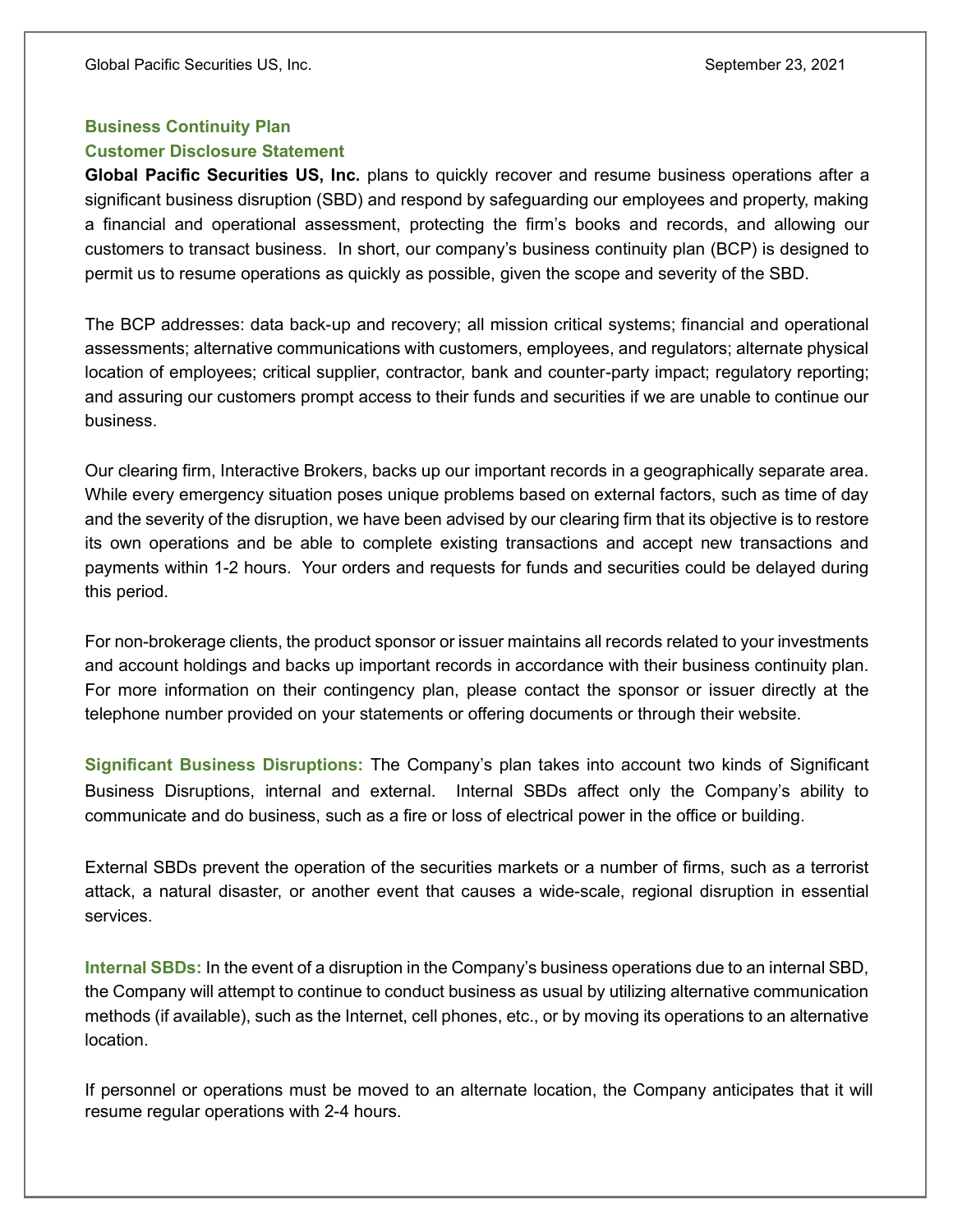## Business Continuity Plan
## Customer Disclosure Statement

**Global Pacific Securities US, Inc.** plans to quickly recover and resume business operations after a significant business disruption (SBD) and respond by safeguarding our employees and property, making a financial and operational assessment, protecting the firm's books and records, and allowing our customers to transact business. In short, our company's business continuity plan (BCP) is designed to permit us to resume operations as quickly as possible, given the scope and severity of the SBD.

The BCP addresses: data back-up and recovery; all mission critical systems; financial and operational assessments; alternative communications with customers, employees, and regulators; alternate physical location of employees; critical supplier, contractor, bank and counter-party impact; regulatory reporting; and assuring our customers prompt access to their funds and securities if we are unable to continue our business.

Our clearing firm, Interactive Brokers, backs up our important records in a geographically separate area. While every emergency situation poses unique problems based on external factors, such as time of day and the severity of the disruption, we have been advised by our clearing firm that its objective is to restore its own operations and be able to complete existing transactions and accept new transactions and payments within 1-2 hours. Your orders and requests for funds and securities could be delayed during this period.

For non-brokerage clients, the product sponsor or issuer maintains all records related to your investments and account holdings and backs up important records in accordance with their business continuity plan. For more information on their contingency plan, please contact the sponsor or issuer directly at the telephone number provided on your statements or offering documents or through their website.

**Significant Business Disruptions:** The Company's plan takes into account two kinds of Significant Business Disruptions, internal and external. Internal SBDs affect only the Company's ability to communicate and do business, such as a fire or loss of electrical power in the office or building.

External SBDs prevent the operation of the securities markets or a number of firms, such as a terrorist attack, a natural disaster, or another event that causes a wide-scale, regional disruption in essential services.

**Internal SBDs:** In the event of a disruption in the Company's business operations due to an internal SBD, the Company will attempt to continue to conduct business as usual by utilizing alternative communication methods (if available), such as the Internet, cell phones, etc., or by moving its operations to an alternative location.

If personnel or operations must be moved to an alternate location, the Company anticipates that it will resume regular operations with 2-4 hours.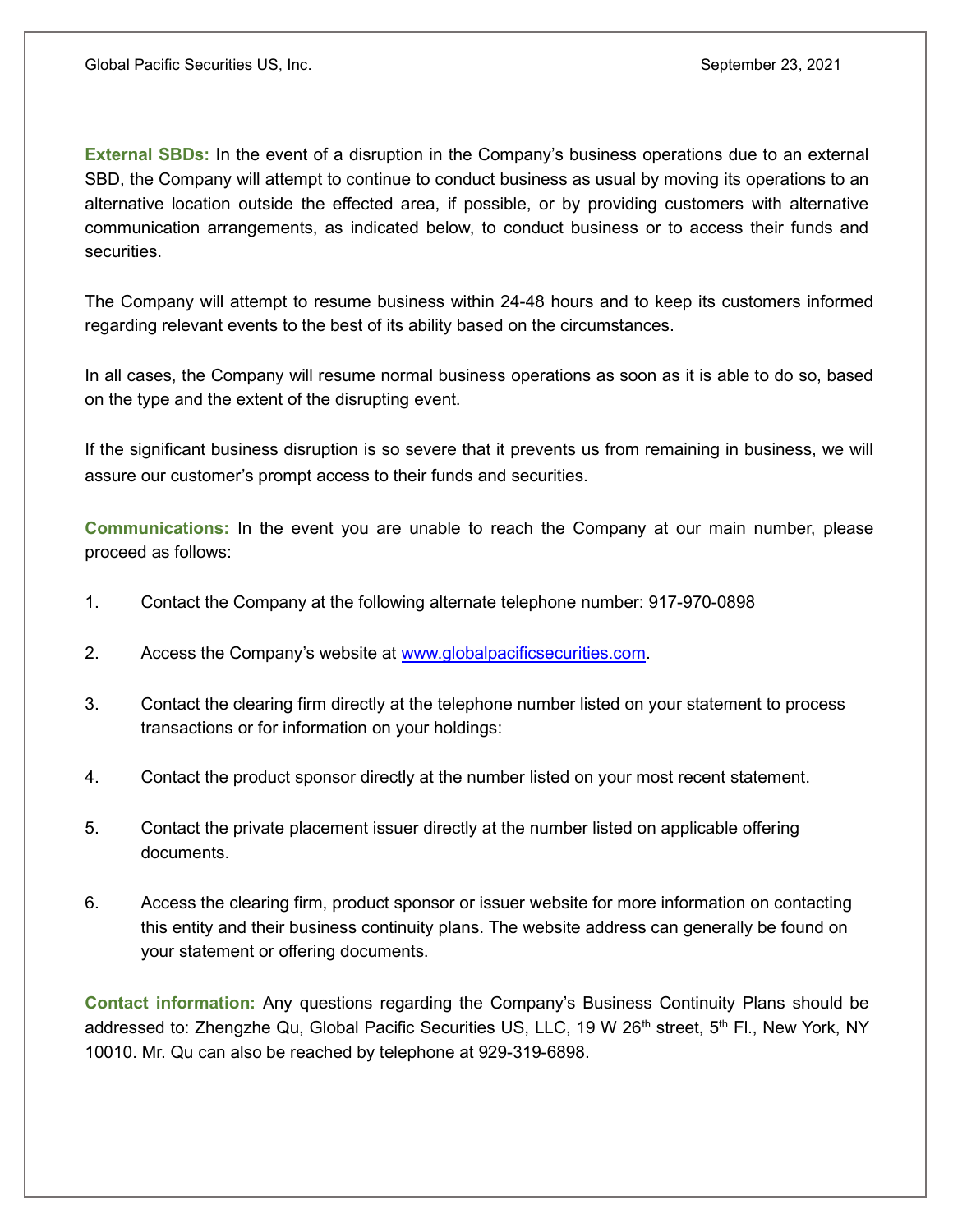**External SBDs:** In the event of a disruption in the Company's business operations due to an external SBD, the Company will attempt to continue to conduct business as usual by moving its operations to an alternative location outside the effected area, if possible, or by providing customers with alternative communication arrangements, as indicated below, to conduct business or to access their funds and securities.

The Company will attempt to resume business within 24-48 hours and to keep its customers informed regarding relevant events to the best of its ability based on the circumstances.

In all cases, the Company will resume normal business operations as soon as it is able to do so, based on the type and the extent of the disrupting event.

If the significant business disruption is so severe that it prevents us from remaining in business, we will assure our customer's prompt access to their funds and securities.

**Communications:** In the event you are unable to reach the Company at our main number, please proceed as follows:

1. Contact the Company at the following alternate telephone number: 917-970-0898

2. Access the Company's website at [www.globalpacificsecurities.com](http://www.globalpacificsecurities.com).

3. Contact the clearing firm directly at the telephone number listed on your statement to process transactions or for information on your holdings:

4. Contact the product sponsor directly at the number listed on your most recent statement.

5. Contact the private placement issuer directly at the number listed on applicable offering documents.

6. Access the clearing firm, product sponsor or issuer website for more information on contacting this entity and their business continuity plans. The website address can generally be found on your statement or offering documents.

**Contact information:** Any questions regarding the Company's Business Continuity Plans should be addressed to: Zhengzhe Qu, Global Pacific Securities US, LLC, 19 W 26th street, 5th Fl., New York, NY 10010. Mr. Qu can also be reached by telephone at 929-319-6898.